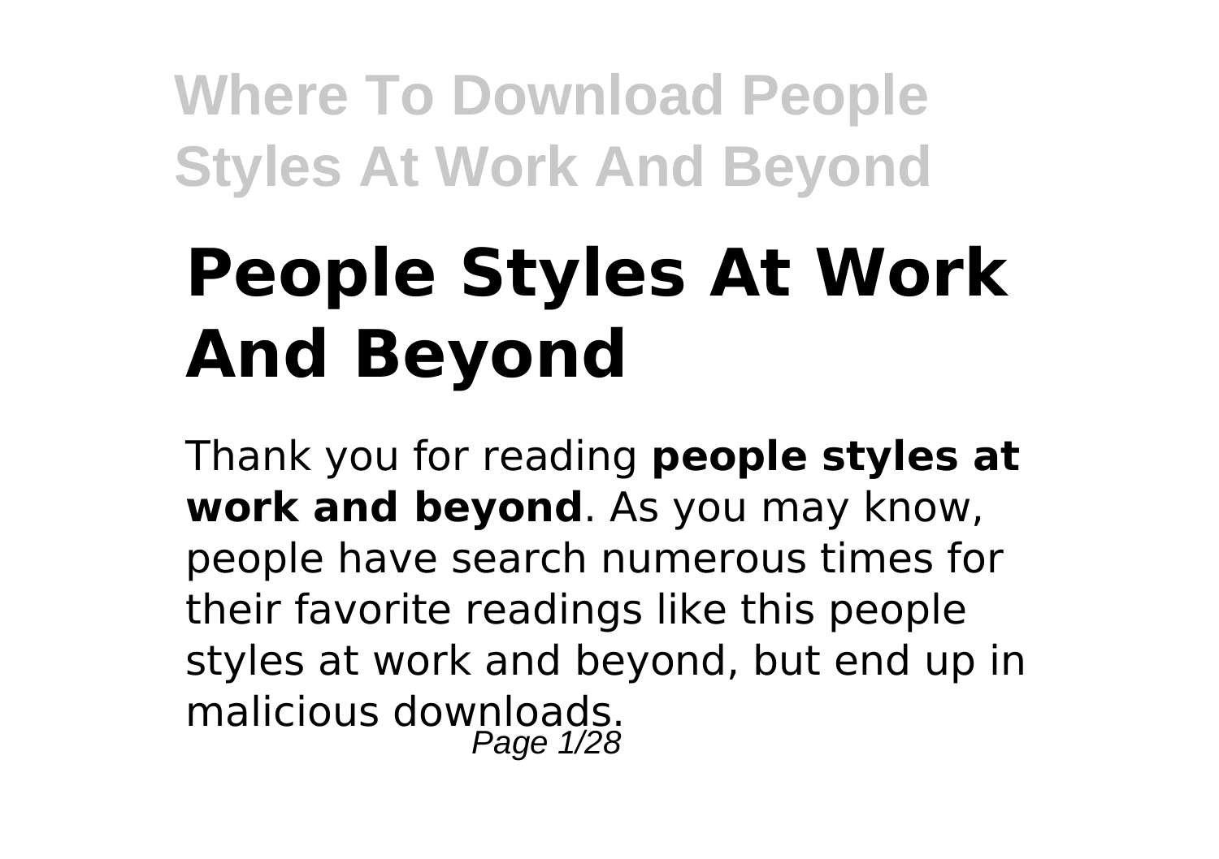# People Styles At Work And Beyond

Thank you for reading **people styles at work and beyond**. As you may know, people have search numerous times for their favorite readings like this people styles at work and beyond, but end up in malicious downloads.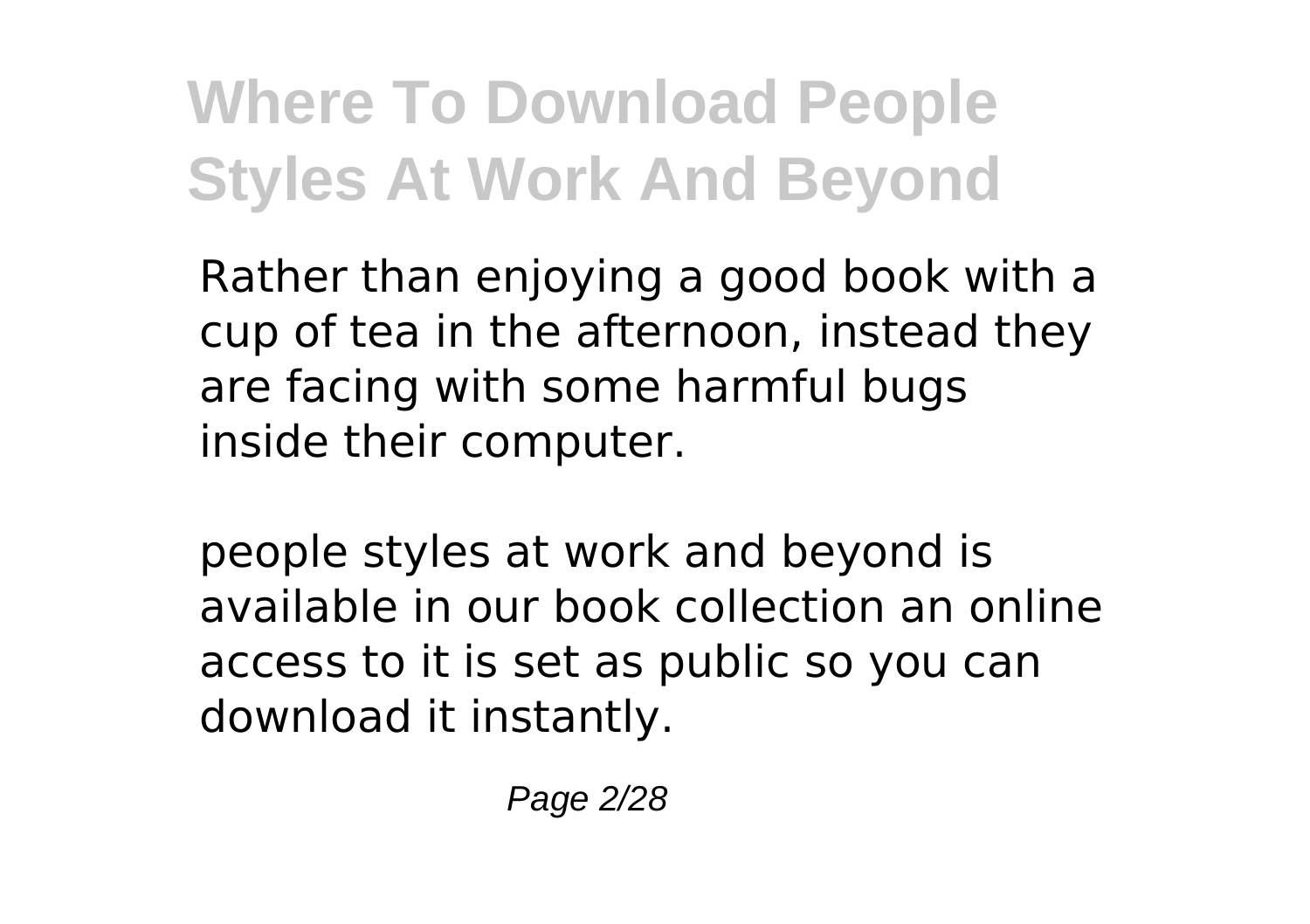Rather than enjoying a good book with a cup of tea in the afternoon, instead they are facing with some harmful bugs inside their computer.

people styles at work and beyond is available in our book collection an online access to it is set as public so you can download it instantly.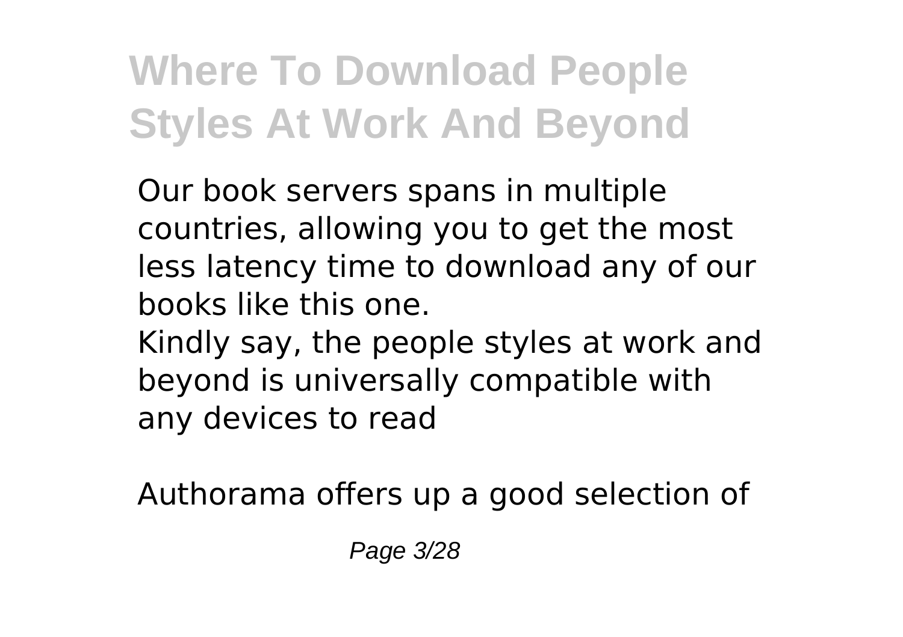Our book servers spans in multiple countries, allowing you to get the most less latency time to download any of our books like this one.
Kindly say, the people styles at work and beyond is universally compatible with any devices to read

Authorama offers up a good selection of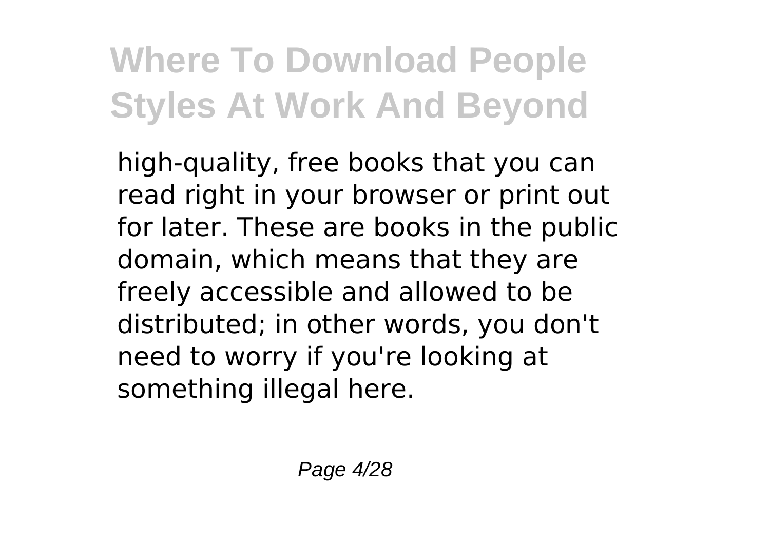high-quality, free books that you can read right in your browser or print out for later. These are books in the public domain, which means that they are freely accessible and allowed to be distributed; in other words, you don't need to worry if you're looking at something illegal here.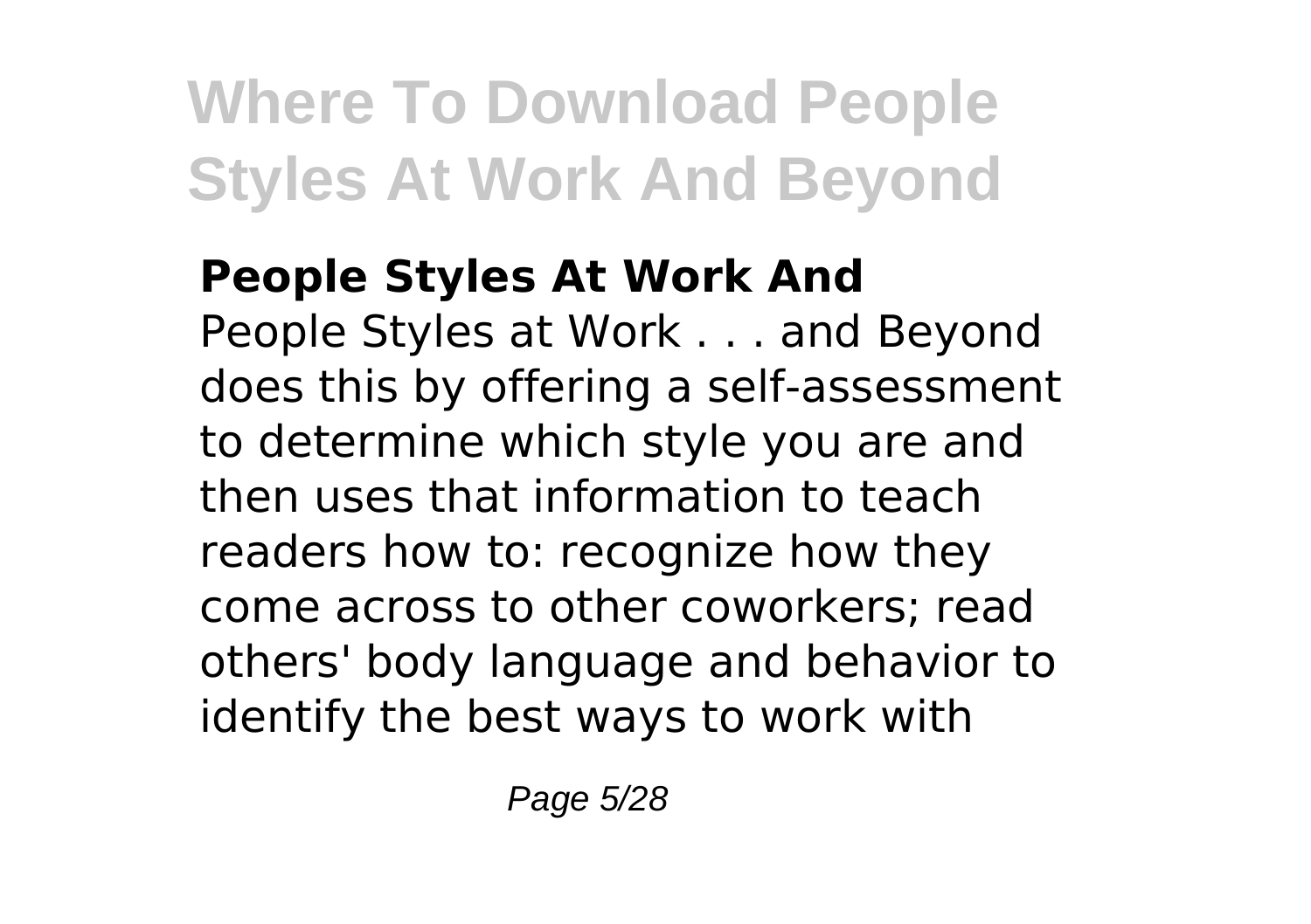**People Styles At Work And**

People Styles at Work . . . and Beyond does this by offering a self-assessment to determine which style you are and then uses that information to teach readers how to: recognize how they come across to other coworkers; read others' body language and behavior to identify the best ways to work with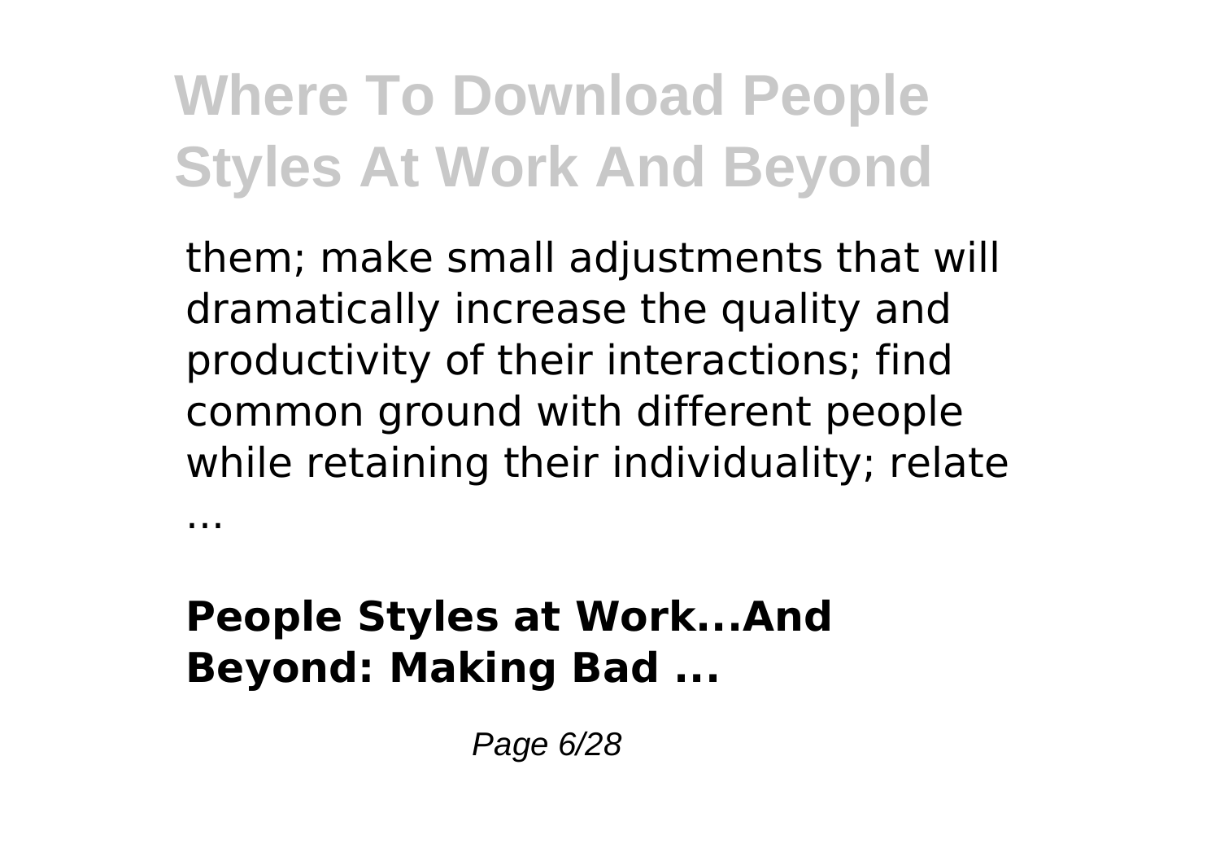them; make small adjustments that will dramatically increase the quality and productivity of their interactions; find common ground with different people while retaining their individuality; relate ...

**People Styles at Work...And Beyond: Making Bad ...**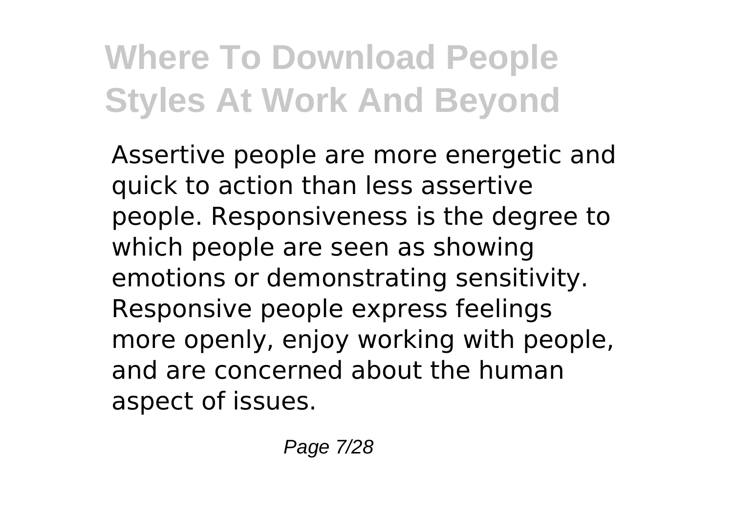Assertive people are more energetic and quick to action than less assertive people. Responsiveness is the degree to which people are seen as showing emotions or demonstrating sensitivity. Responsive people express feelings more openly, enjoy working with people, and are concerned about the human aspect of issues.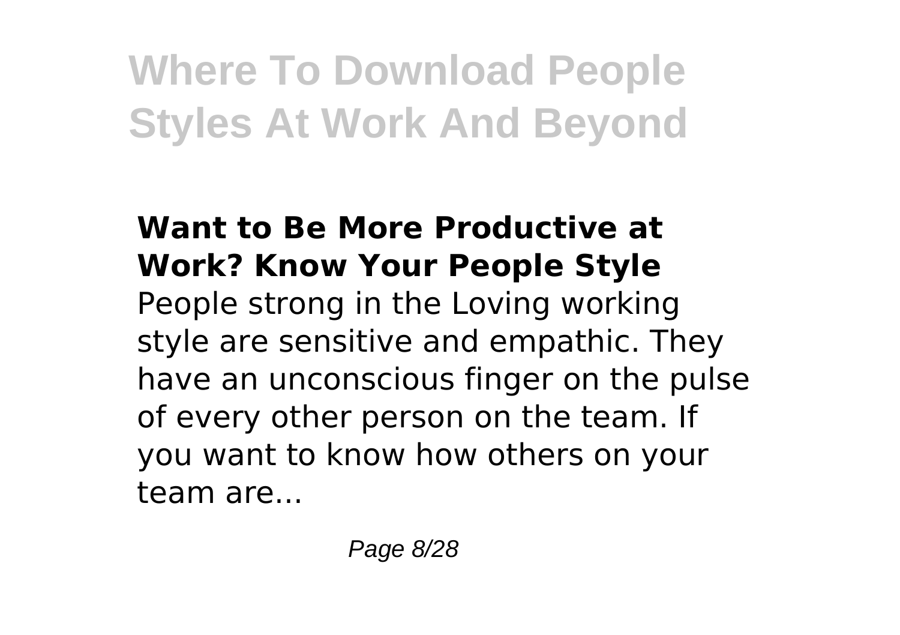### Want to Be More Productive at Work? Know Your People Style

People strong in the Loving working style are sensitive and empathic. They have an unconscious finger on the pulse of every other person on the team. If you want to know how others on your team are...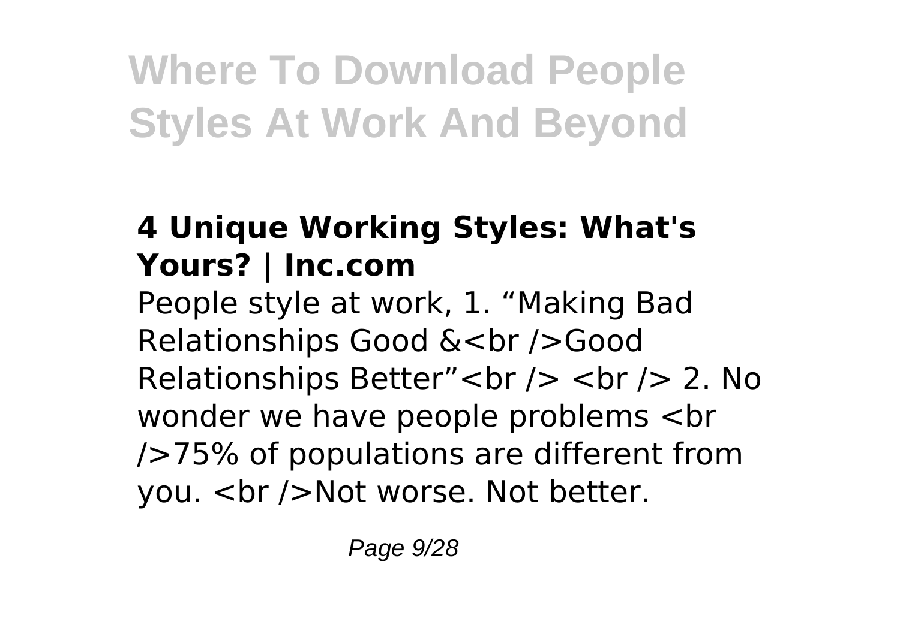# Where To Download People Styles At Work And Beyond

## 4 Unique Working Styles: What's Yours? | Inc.com

People style at work, 1. “Making Bad Relationships Good &<br />Good Relationships Better”<br /> <br /> 2. No wonder we have people problems <br />75% of populations are different from you. <br />Not worse. Not better.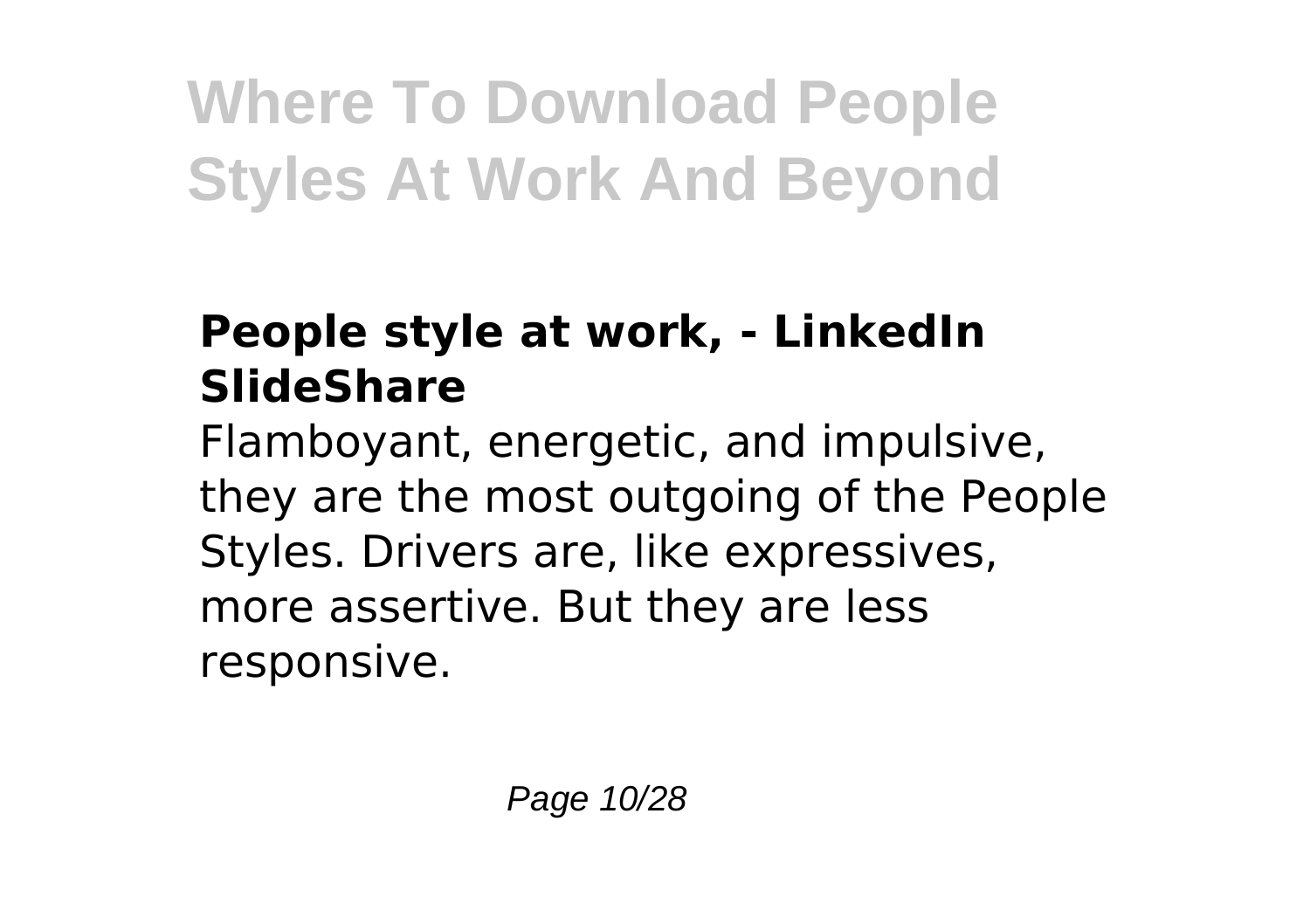### People style at work, - LinkedIn SlideShare

Flamboyant, energetic, and impulsive, they are the most outgoing of the People Styles. Drivers are, like expressives, more assertive. But they are less responsive.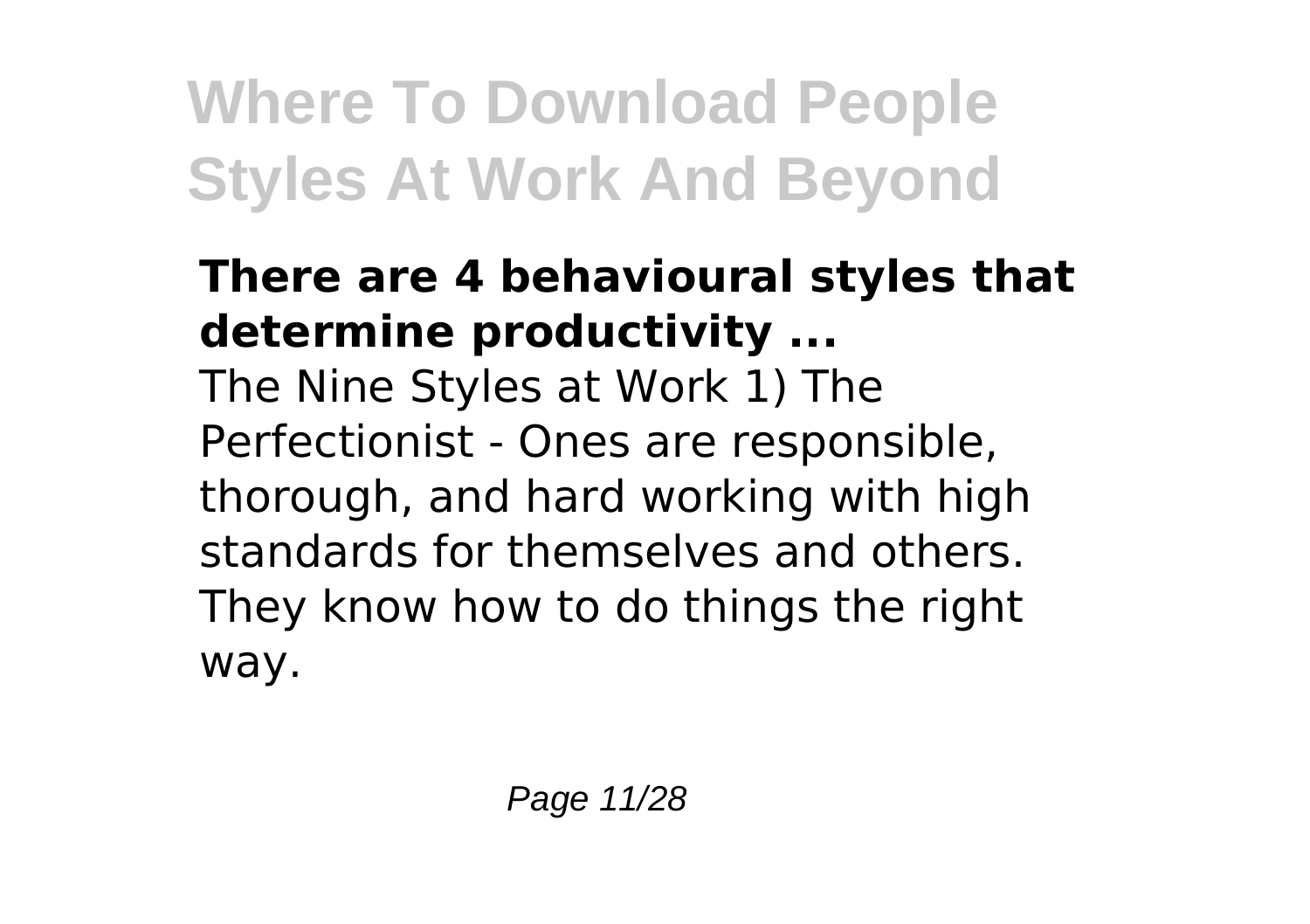### There are 4 behavioural styles that determine productivity ...

The Nine Styles at Work 1) The Perfectionist - Ones are responsible, thorough, and hard working with high standards for themselves and others. They know how to do things the right way.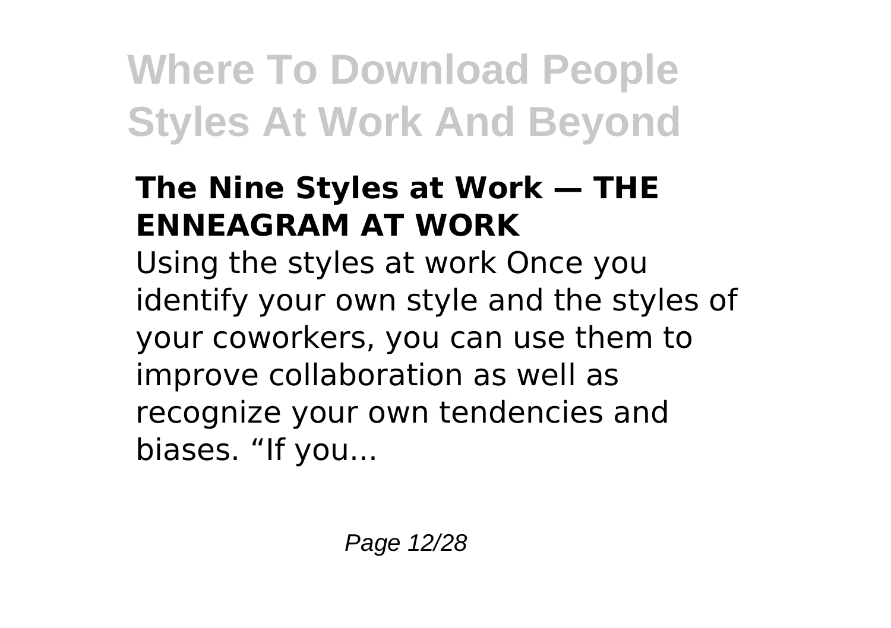### The Nine Styles at Work — THE ENNEAGRAM AT WORK

Using the styles at work Once you identify your own style and the styles of your coworkers, you can use them to improve collaboration as well as recognize your own tendencies and biases. “If you...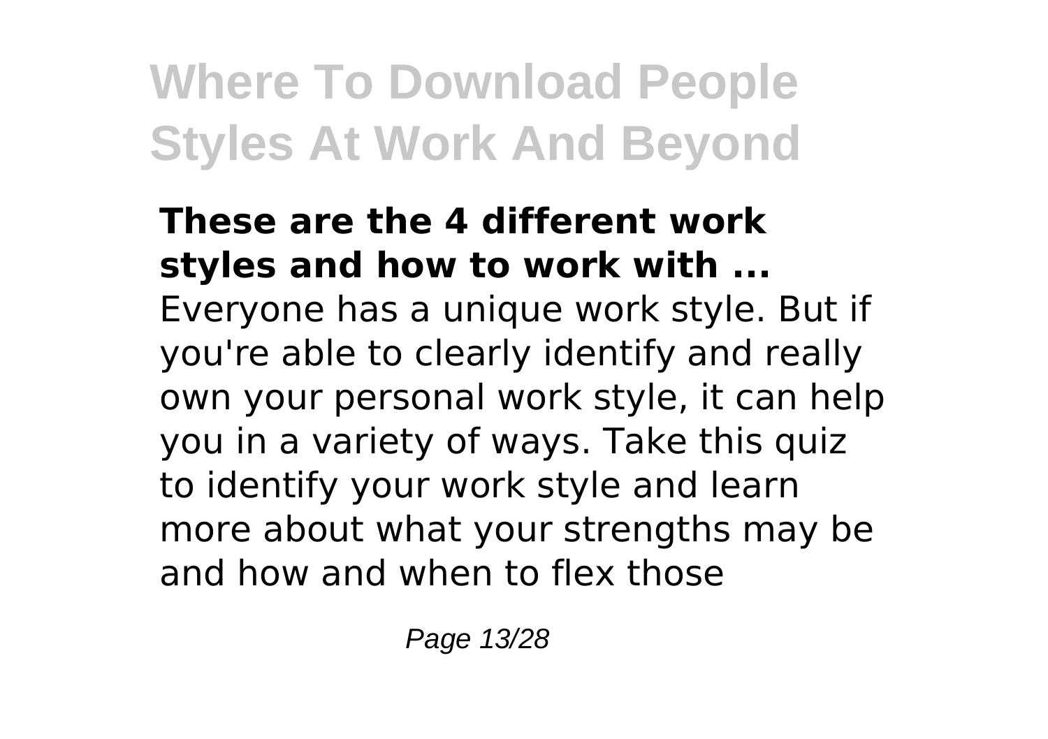**These are the 4 different work styles and how to work with ...**

Everyone has a unique work style. But if you're able to clearly identify and really own your personal work style, it can help you in a variety of ways. Take this quiz to identify your work style and learn more about what your strengths may be and how and when to flex those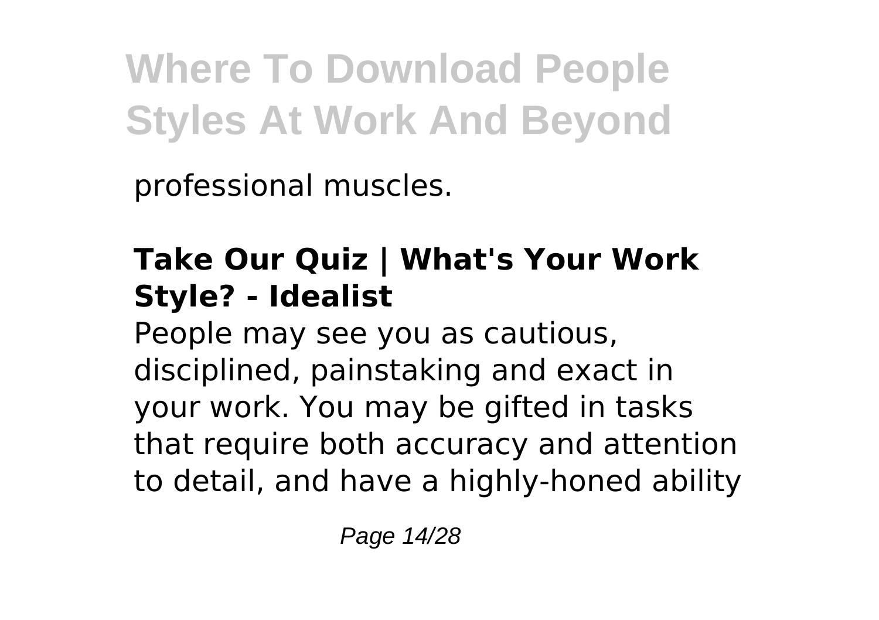professional muscles.

## Take Our Quiz | What's Your Work Style? - Idealist

People may see you as cautious, disciplined, painstaking and exact in your work. You may be gifted in tasks that require both accuracy and attention to detail, and have a highly-honed ability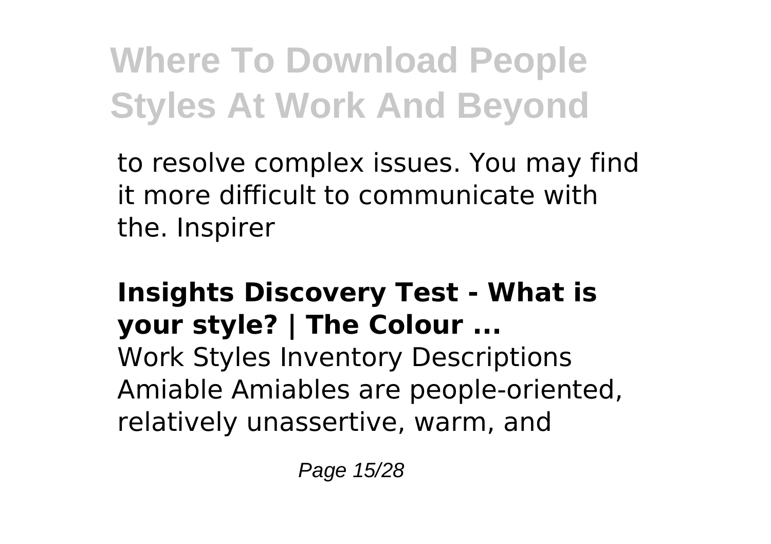to resolve complex issues. You may find it more difficult to communicate with the. Inspirer

**Insights Discovery Test - What is your style? | The Colour ...**

Work Styles Inventory Descriptions Amiable Amiables are people-oriented, relatively unassertive, warm, and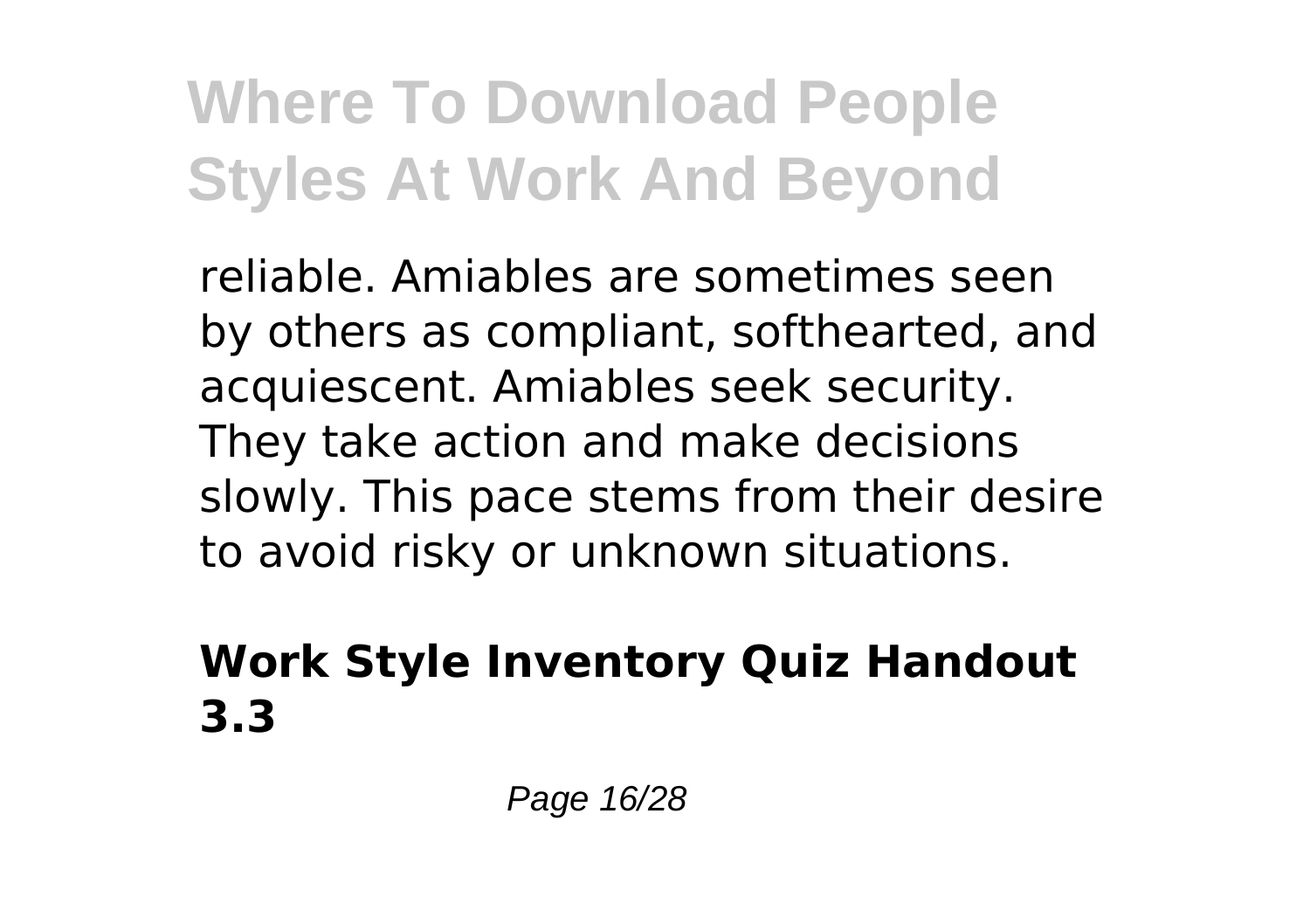reliable. Amiables are sometimes seen by others as compliant, softhearted, and acquiescent. Amiables seek security. They take action and make decisions slowly. This pace stems from their desire to avoid risky or unknown situations.

## Work Style Inventory Quiz Handout 3.3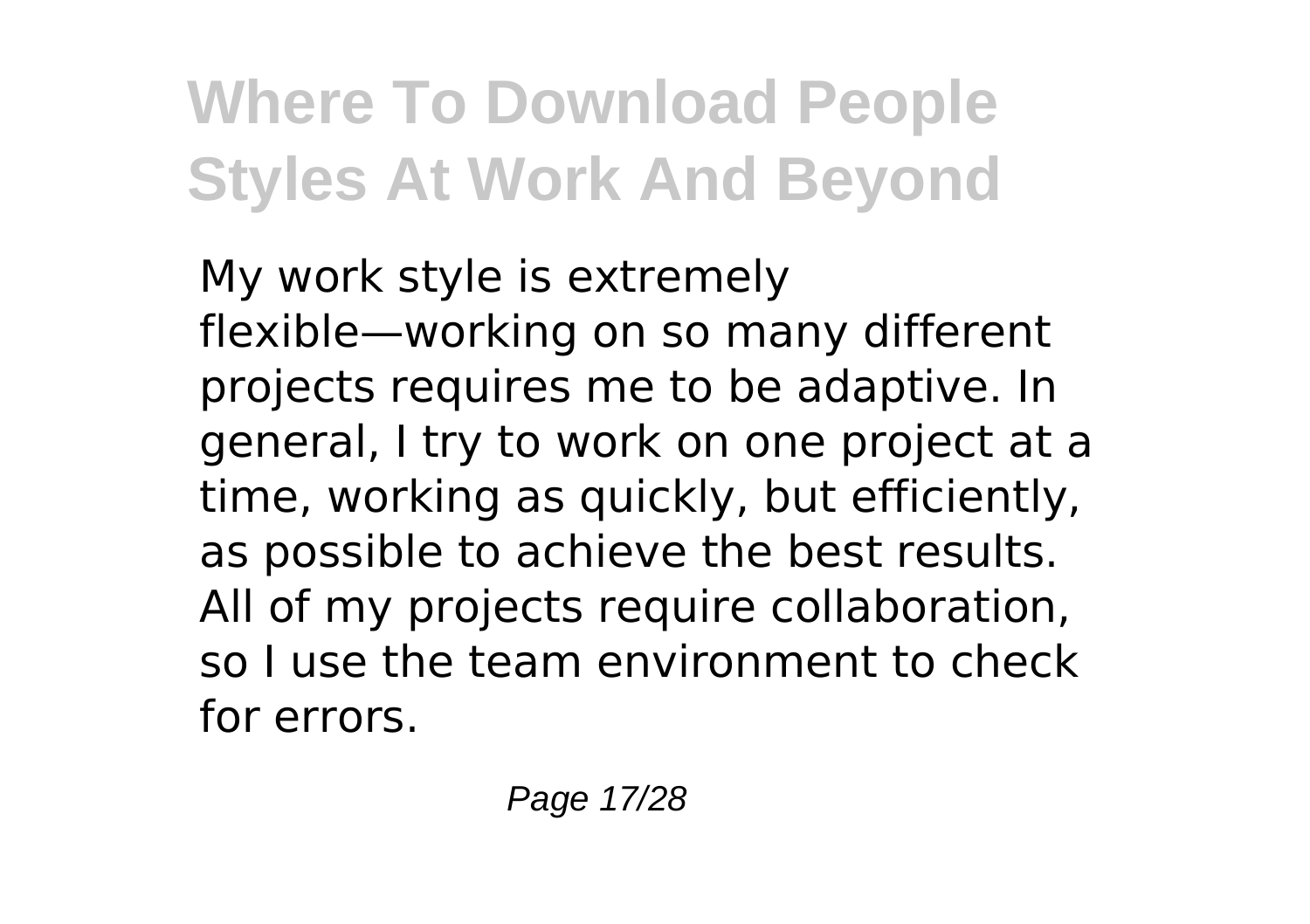My work style is extremely flexible—working on so many different projects requires me to be adaptive. In general, I try to work on one project at a time, working as quickly, but efficiently, as possible to achieve the best results. All of my projects require collaboration, so I use the team environment to check for errors.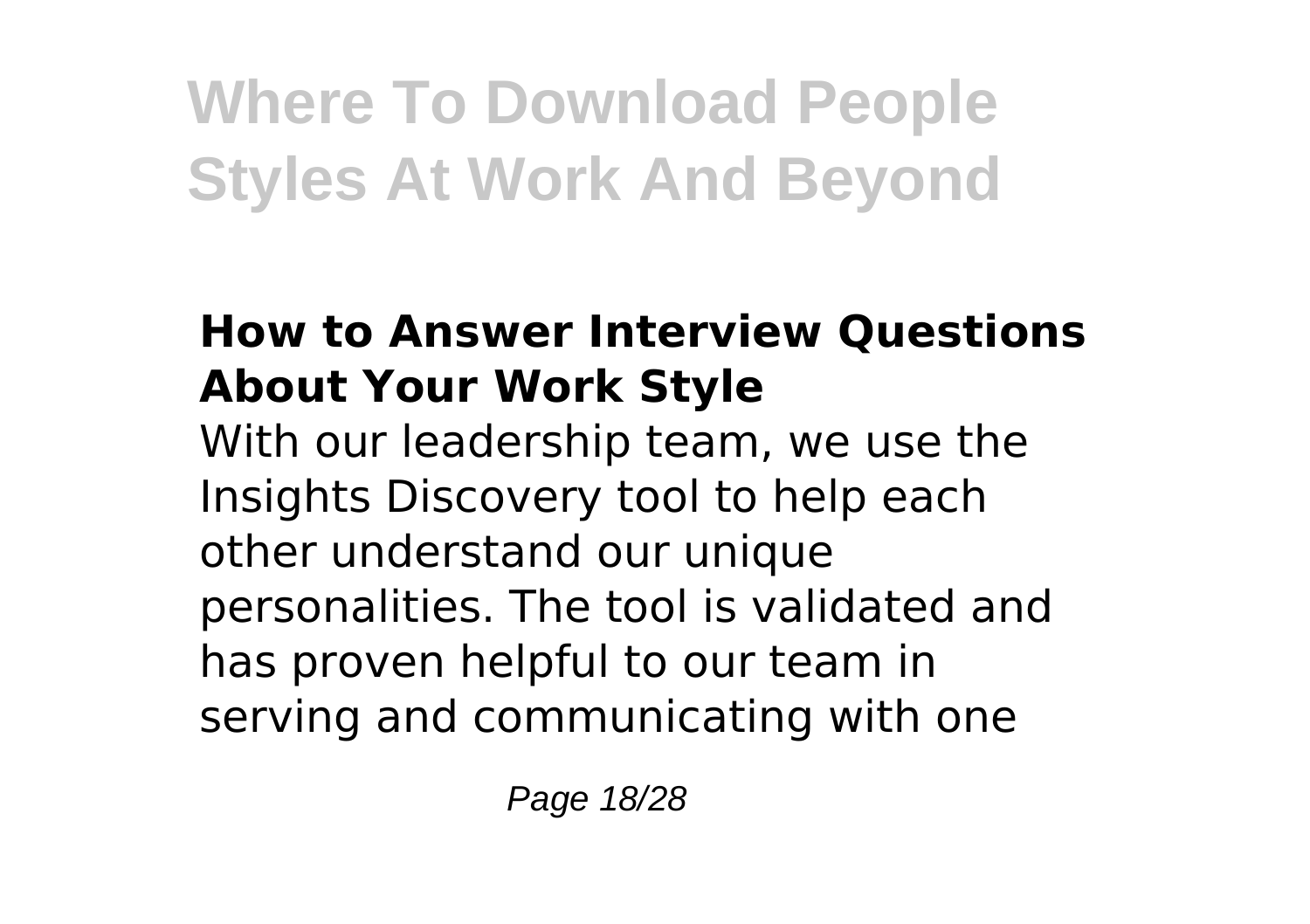### How to Answer Interview Questions About Your Work Style

With our leadership team, we use the Insights Discovery tool to help each other understand our unique personalities. The tool is validated and has proven helpful to our team in serving and communicating with one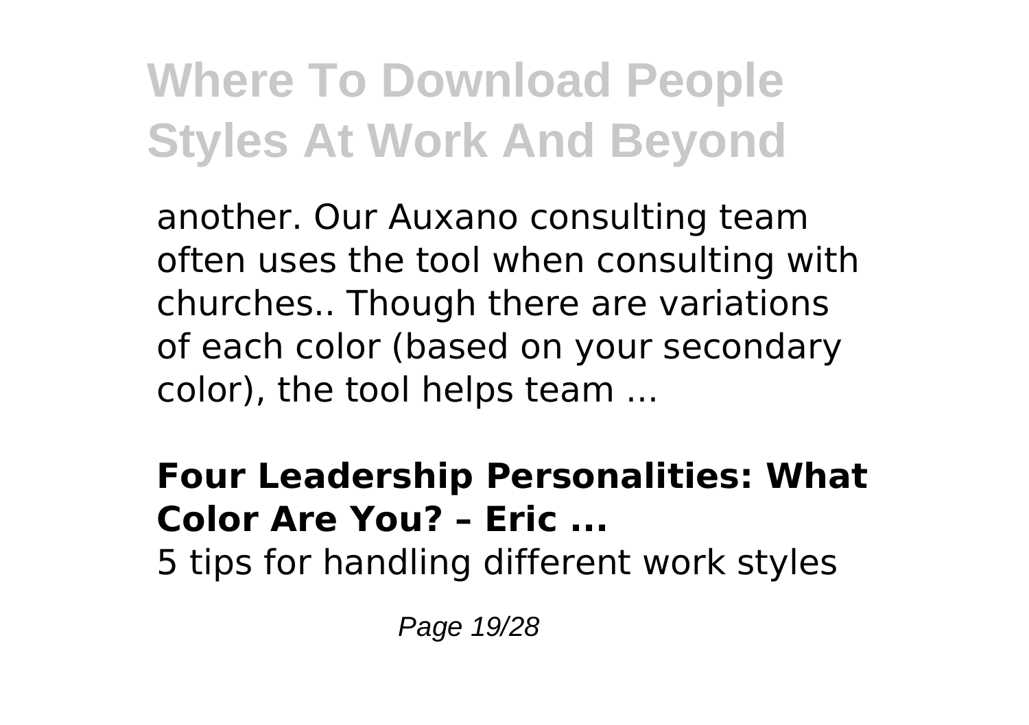another. Our Auxano consulting team often uses the tool when consulting with churches.. Though there are variations of each color (based on your secondary color), the tool helps team ...

**Four Leadership Personalities: What Color Are You? – Eric ...**

5 tips for handling different work styles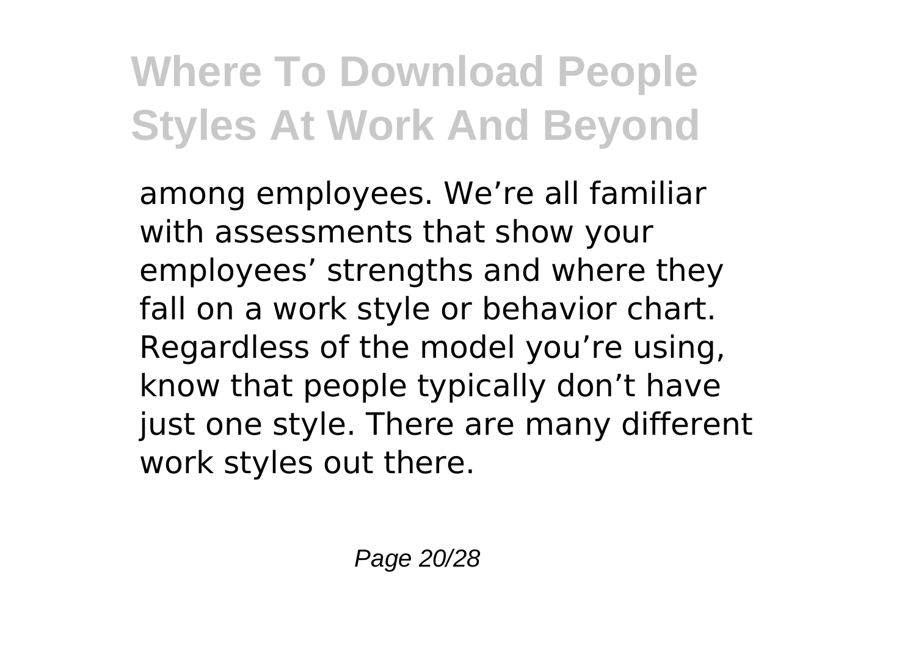among employees. We're all familiar with assessments that show your employees' strengths and where they fall on a work style or behavior chart. Regardless of the model you're using, know that people typically don't have just one style. There are many different work styles out there.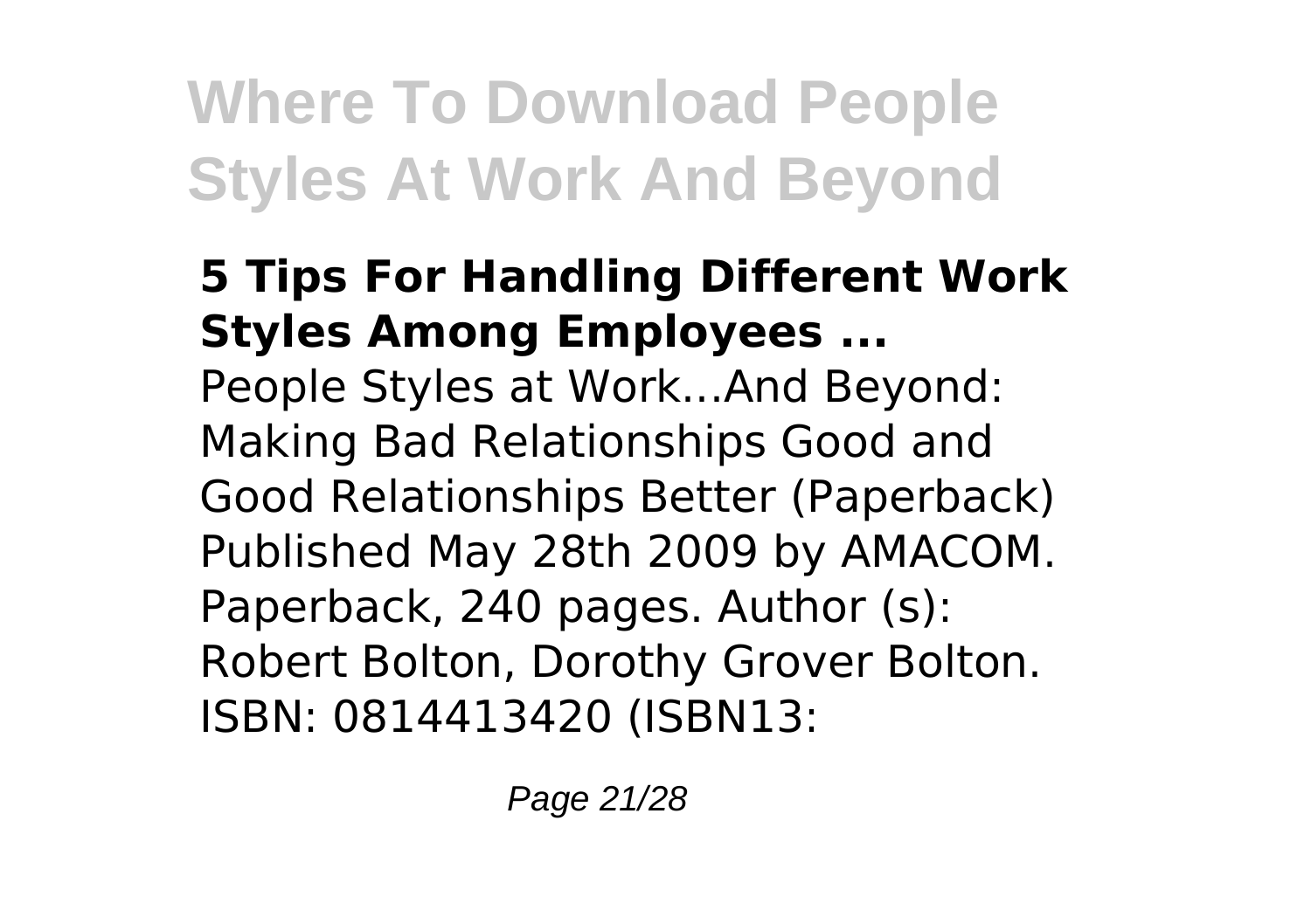### 5 Tips For Handling Different Work Styles Among Employees ...

People Styles at Work...And Beyond: Making Bad Relationships Good and Good Relationships Better (Paperback) Published May 28th 2009 by AMACOM. Paperback, 240 pages. Author (s): Robert Bolton, Dorothy Grover Bolton. ISBN: 0814413420 (ISBN13: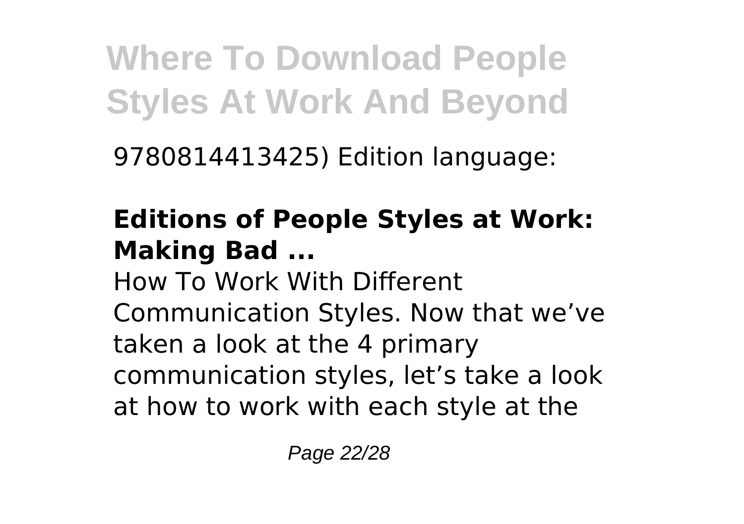9780814413425) Edition language:

**Editions of People Styles at Work: Making Bad ...**

How To Work With Different Communication Styles. Now that we've taken a look at the 4 primary communication styles, let's take a look at how to work with each style at the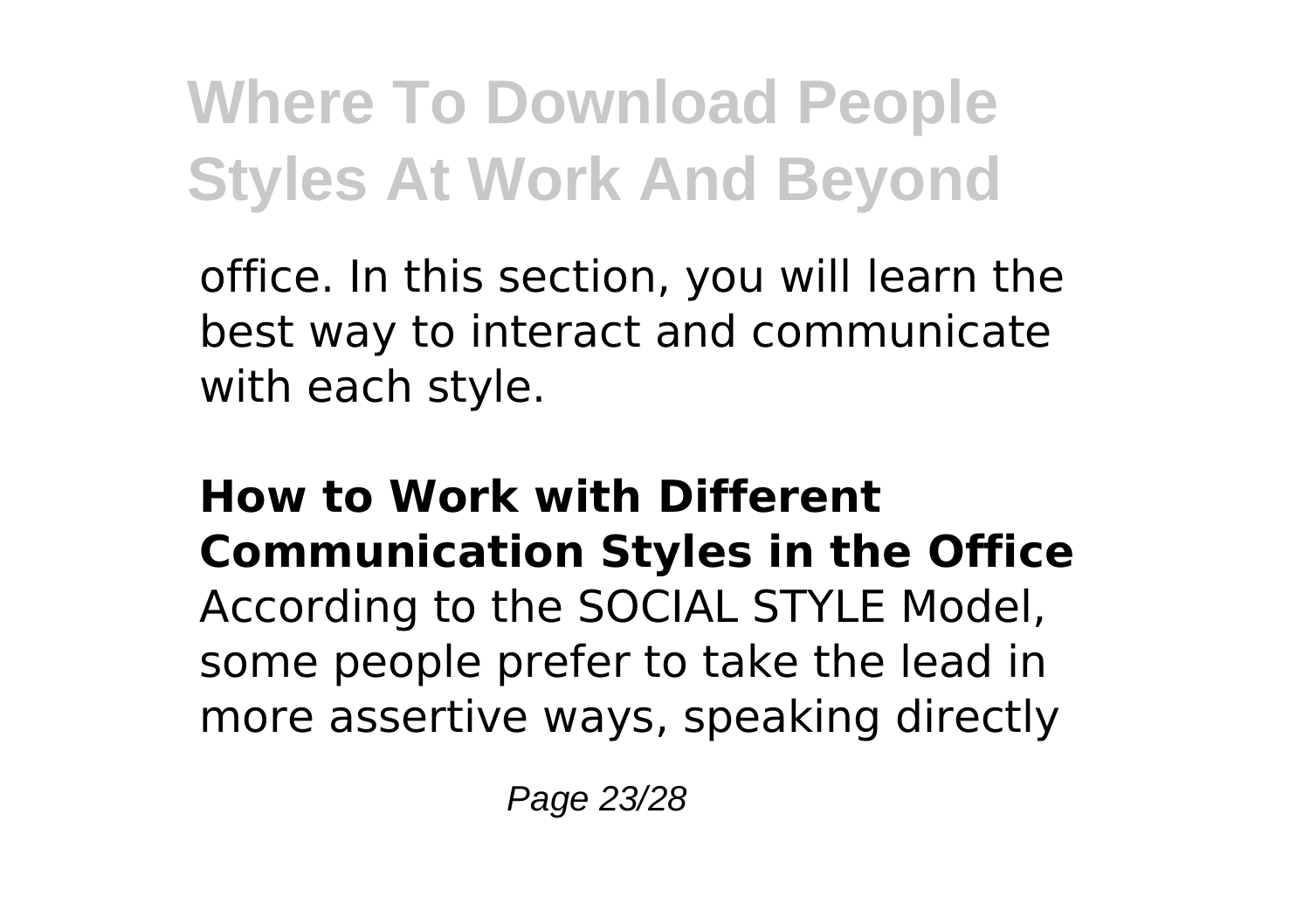office. In this section, you will learn the best way to interact and communicate with each style.

**How to Work with Different Communication Styles in the Office**

According to the SOCIAL STYLE Model, some people prefer to take the lead in more assertive ways, speaking directly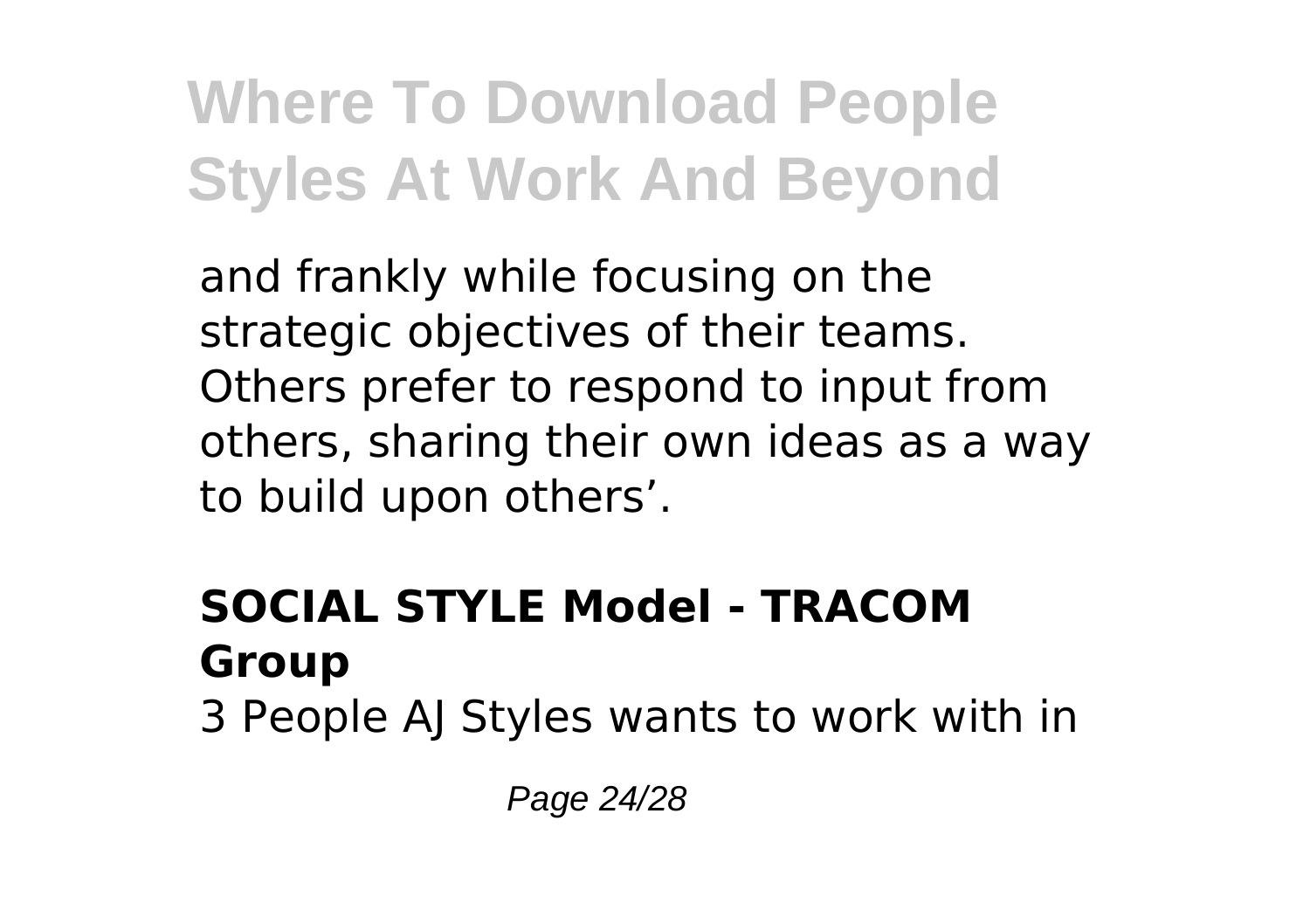and frankly while focusing on the strategic objectives of their teams. Others prefer to respond to input from others, sharing their own ideas as a way to build upon others'.

## SOCIAL STYLE Model - TRACOM Group

3 People AJ Styles wants to work with in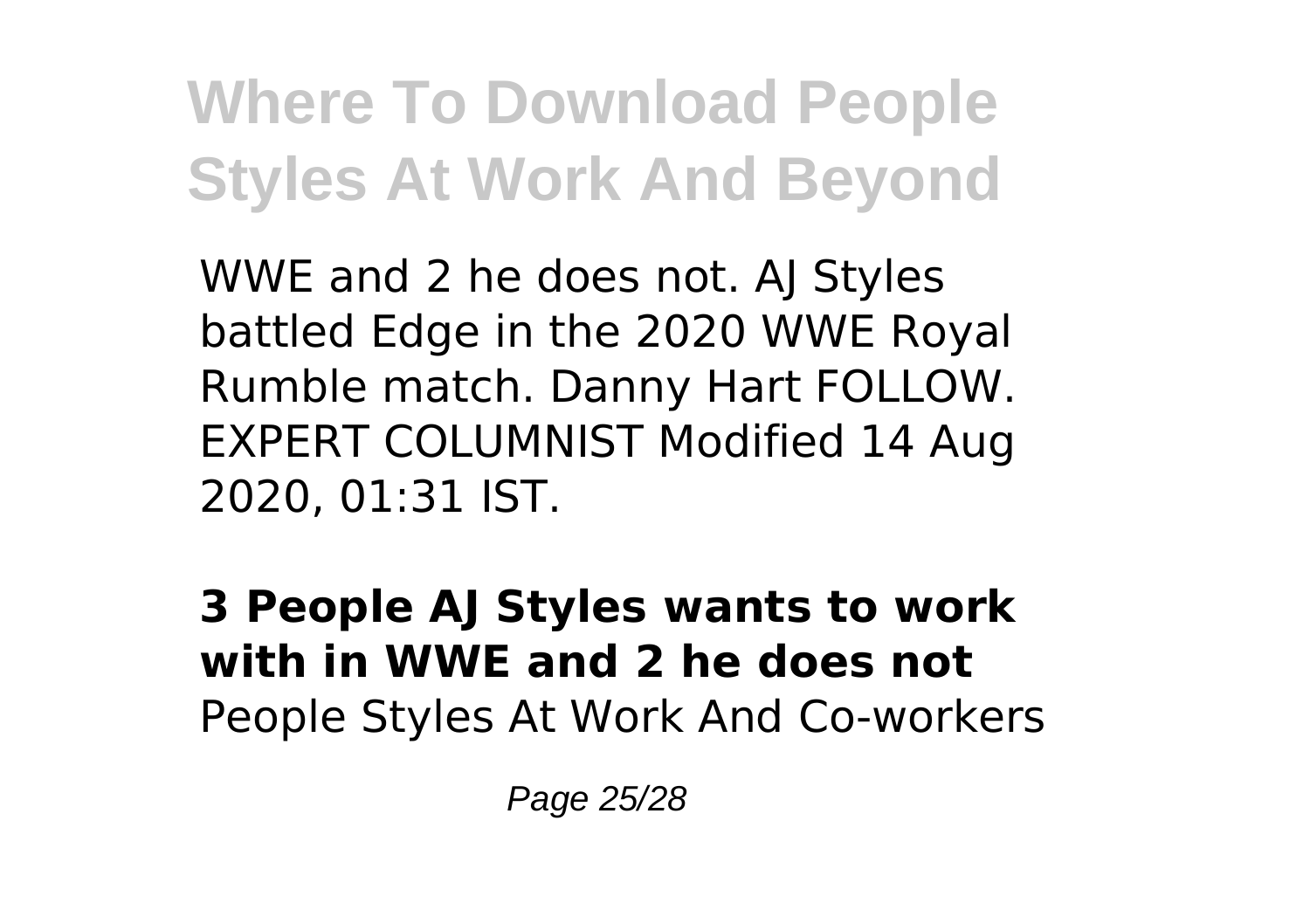WWE and 2 he does not. AJ Styles battled Edge in the 2020 WWE Royal Rumble match. Danny Hart FOLLOW. EXPERT COLUMNIST Modified 14 Aug 2020, 01:31 IST.

**3 People AJ Styles wants to work with in WWE and 2 he does not**
People Styles At Work And Co-workers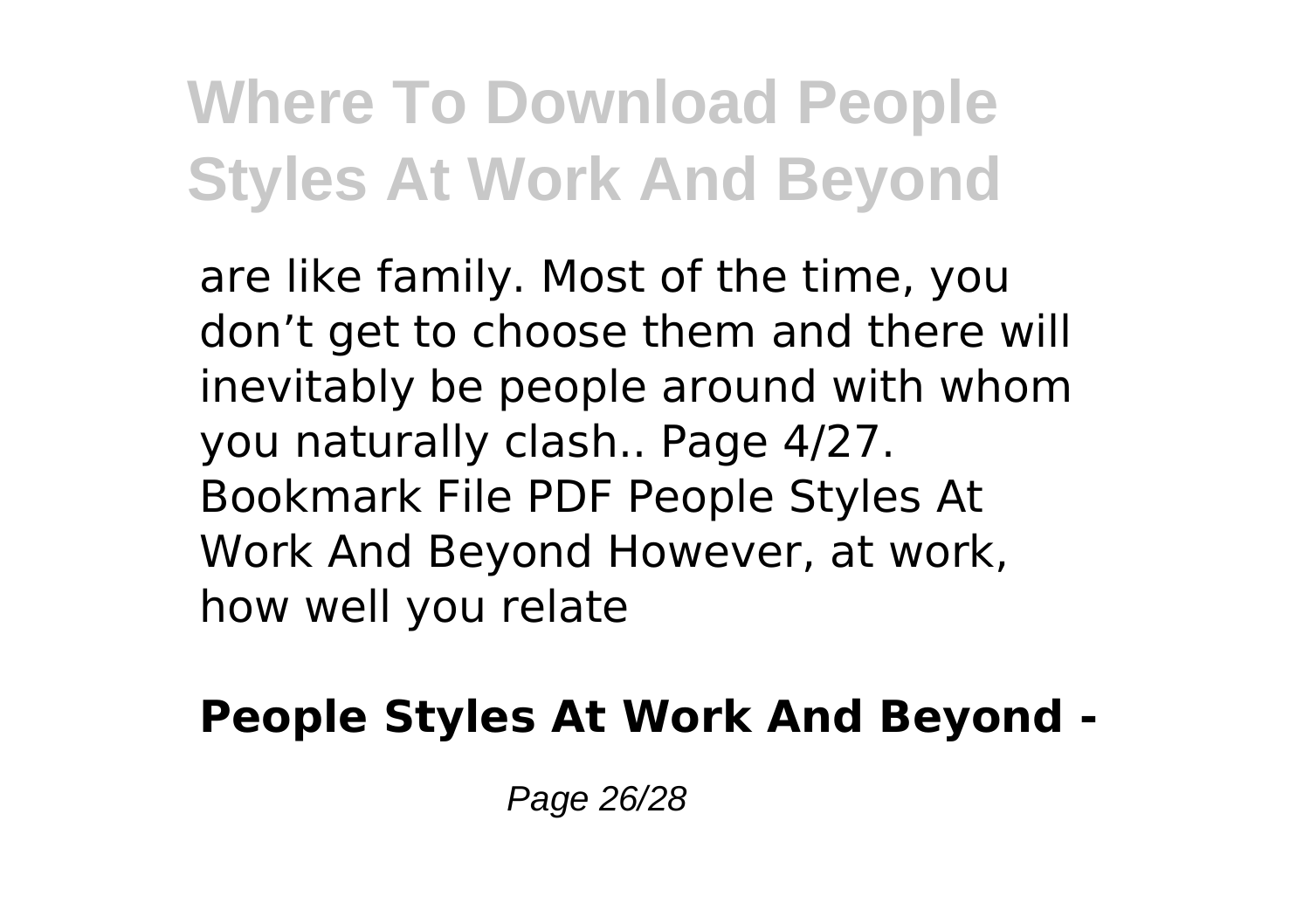are like family. Most of the time, you don’t get to choose them and there will inevitably be people around with whom you naturally clash.. Page 4/27. Bookmark File PDF People Styles At Work And Beyond However, at work, how well you relate

**People Styles At Work And Beyond -**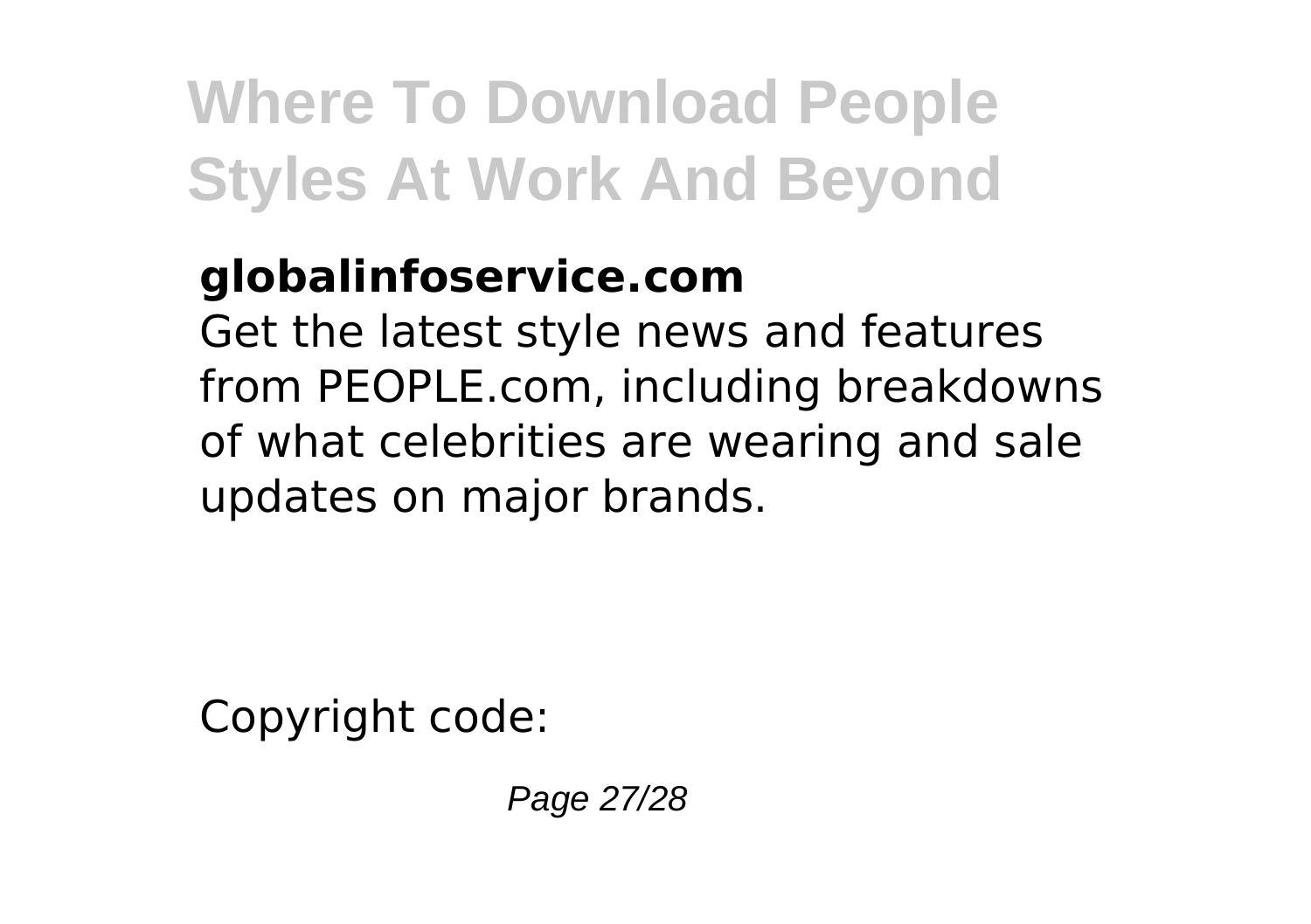**globalinfoservice.com**

Get the latest style news and features from PEOPLE.com, including breakdowns of what celebrities are wearing and sale updates on major brands.

Copyright code: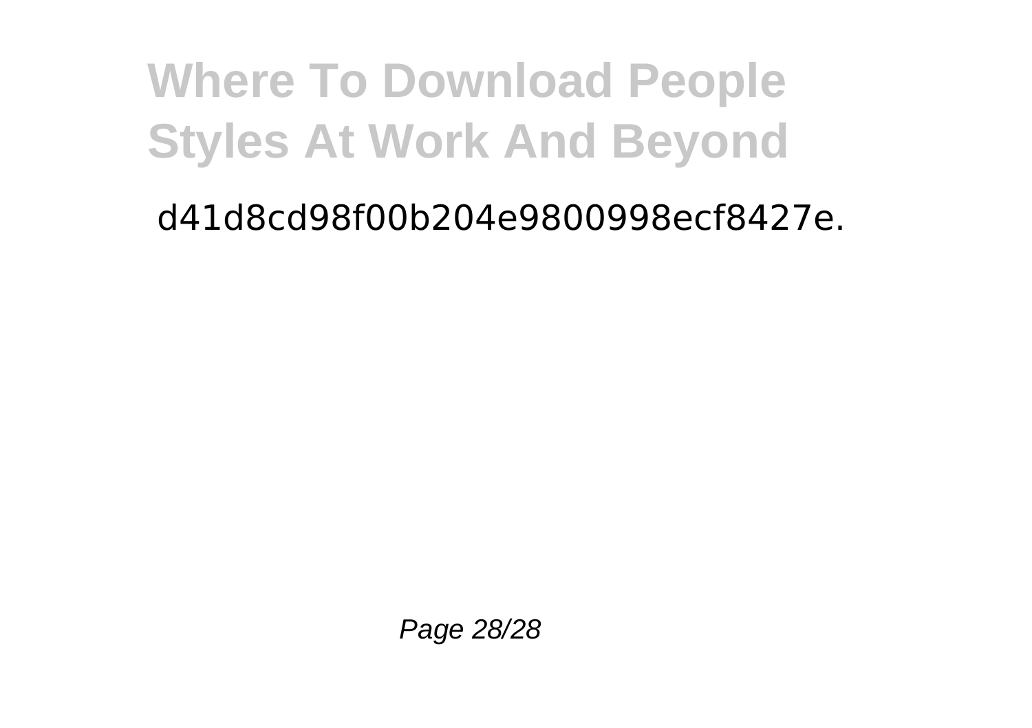d41d8cd98f00b204e9800998ecf8427e.